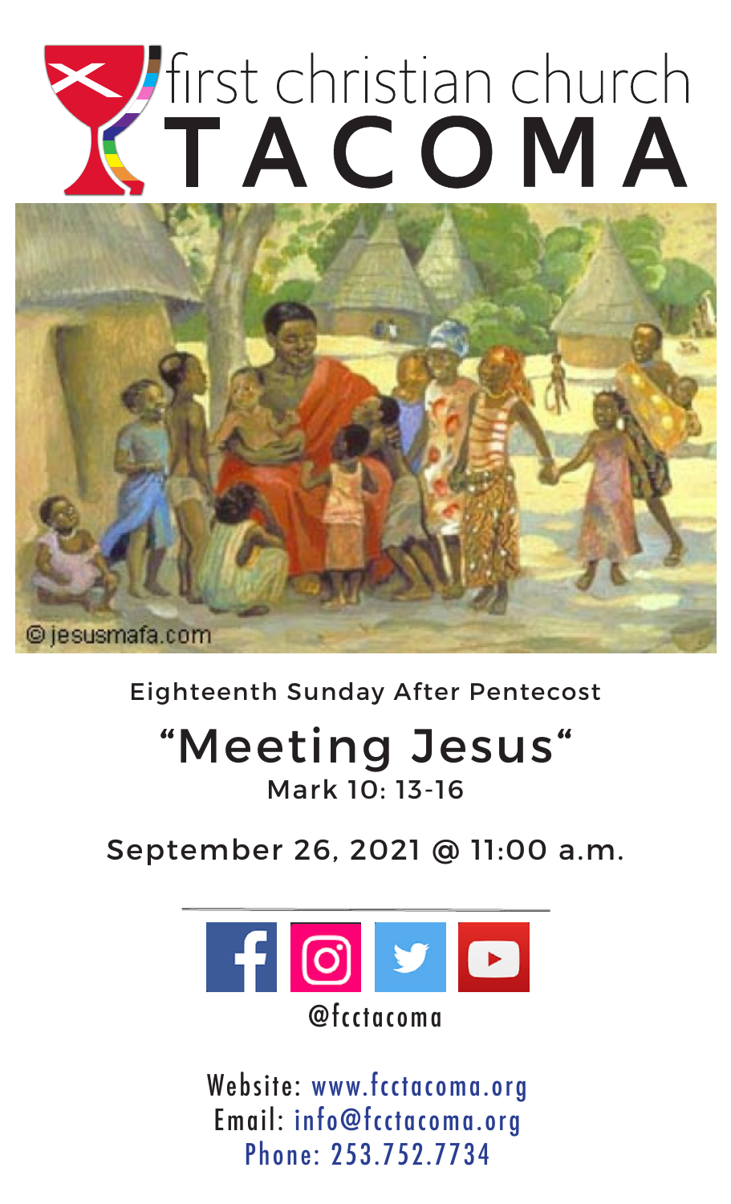# first christian church TACOMA

©jesusmafa.com

Eighteenth Sunday After Pentecost

## "Meeting Jesus"

Mark 10: 13-16

September 26, 2021 @ 11:00 a.m.

@fcctacoma

Website: www.fcctacoma.org
Email: info@fcctacoma.org
Phone: 253.752.7734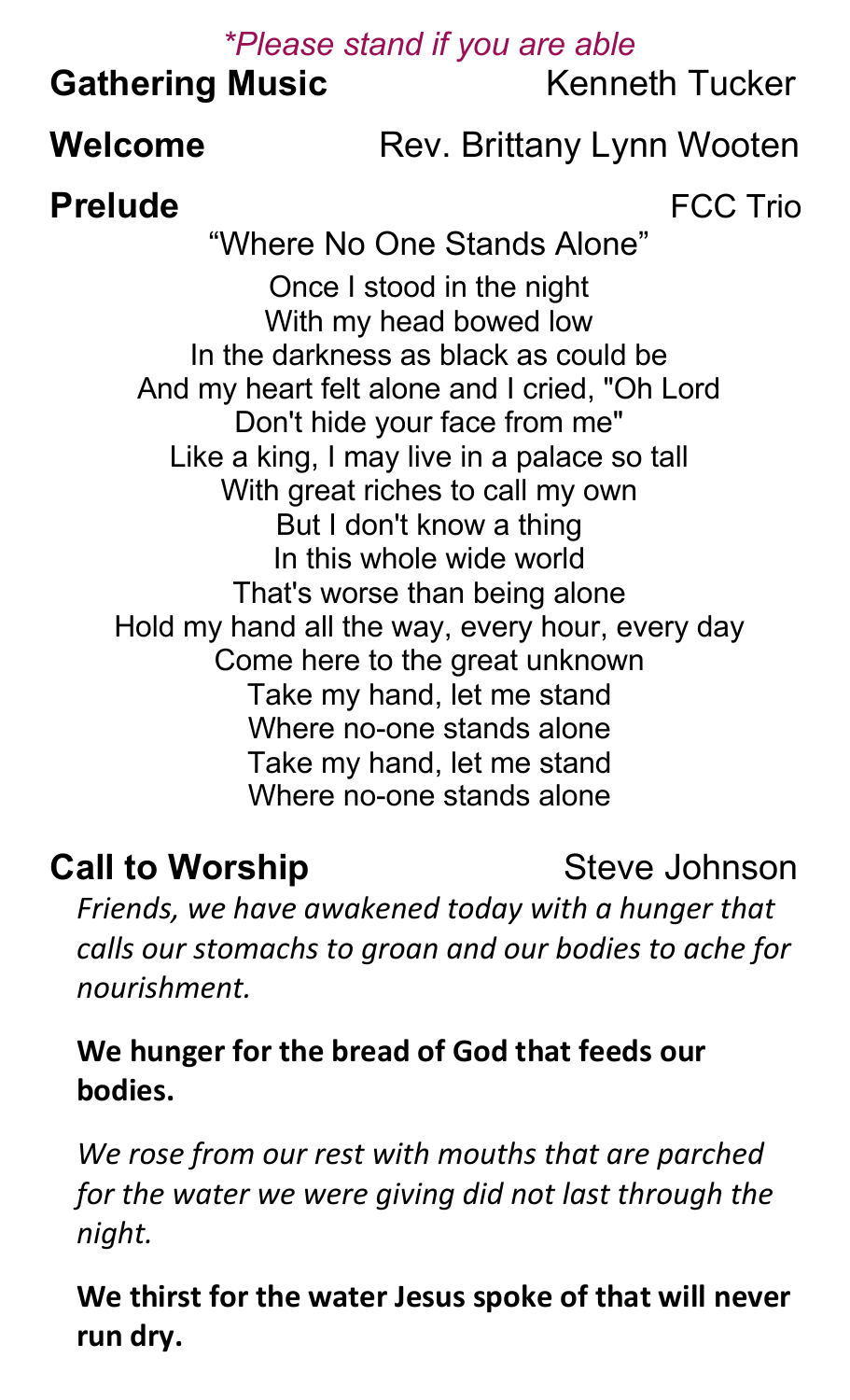*\*Please stand if you are able*

**Gathering Music** Kenneth Tucker

**Welcome** Rev. Brittany Lynn Wooten

**Prelude** FCC Trio

"Where No One Stands Alone"

Once I stood in the night
With my head bowed low
In the darkness as black as could be
And my heart felt alone and I cried, "Oh Lord
Don't hide your face from me"
Like a king, I may live in a palace so tall
With great riches to call my own
But I don't know a thing
In this whole wide world
That's worse than being alone
Hold my hand all the way, every hour, every day
Come here to the great unknown
Take my hand, let me stand
Where no-one stands alone
Take my hand, let me stand
Where no-one stands alone

**Call to Worship** Steve Johnson

*Friends, we have awakened today with a hunger that calls our stomachs to groan and our bodies to ache for nourishment.*

**We hunger for the bread of God that feeds our bodies.**

*We rose from our rest with mouths that are parched for the water we were giving did not last through the night.*

**We thirst for the water Jesus spoke of that will never run dry.**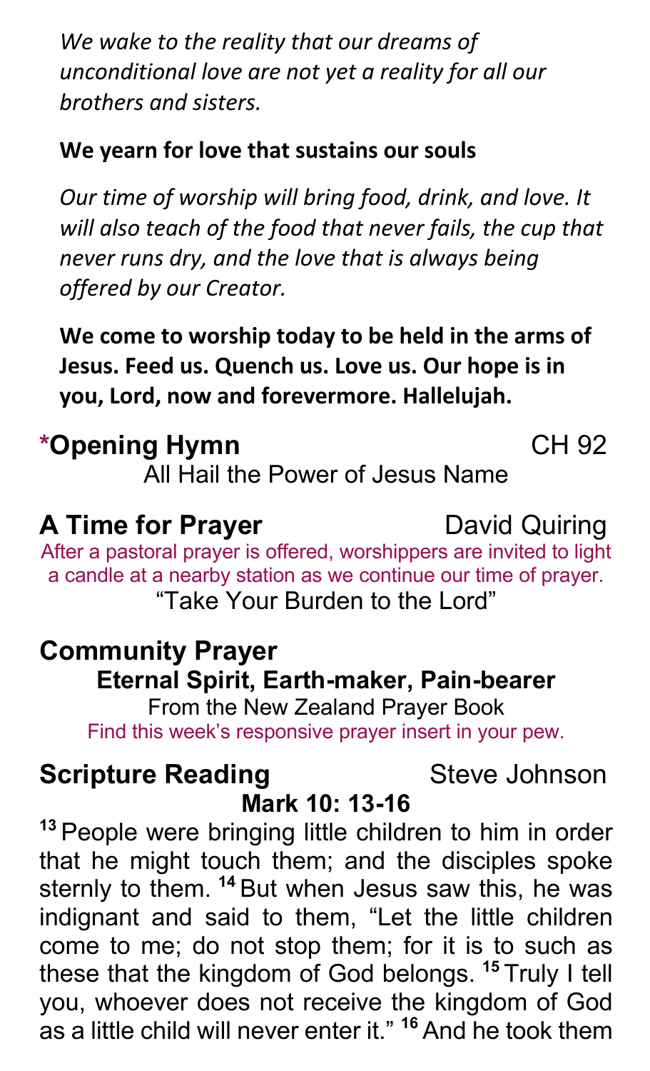*We wake to the reality that our dreams of unconditional love are not yet a reality for all our brothers and sisters.*

**We yearn for love that sustains our souls**

*Our time of worship will bring food, drink, and love. It will also teach of the food that never fails, the cup that never runs dry, and the love that is always being offered by our Creator.*

**We come to worship today to be held in the arms of Jesus. Feed us. Quench us. Love us. Our hope is in you, Lord, now and forevermore. Hallelujah.**

## *Opening Hymn — CH 92

All Hail the Power of Jesus Name

## A Time for Prayer — David Quiring

After a pastoral prayer is offered, worshippers are invited to light a candle at a nearby station as we continue our time of prayer.

"Take Your Burden to the Lord"

## Community Prayer

**Eternal Spirit, Earth-maker, Pain-bearer**

From the New Zealand Prayer Book

Find this week's responsive prayer insert in your pew.

## Scripture Reading — Steve Johnson

**Mark 10: 13-16**

[13] People were bringing little children to him in order that he might touch them; and the disciples spoke sternly to them. [14] But when Jesus saw this, he was indignant and said to them, "Let the little children come to me; do not stop them; for it is to such as these that the kingdom of God belongs. [15] Truly I tell you, whoever does not receive the kingdom of God as a little child will never enter it." [16] And he took them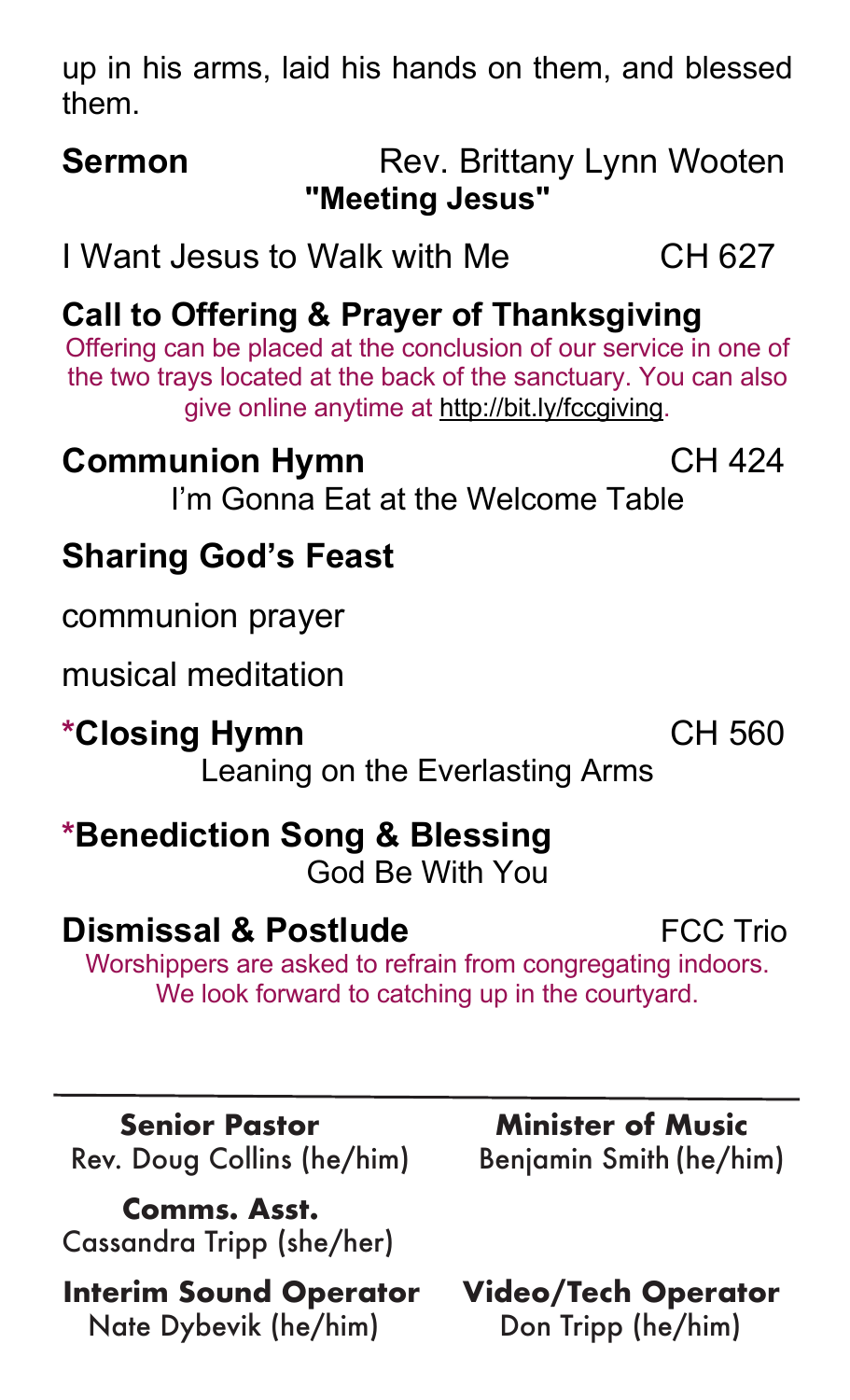up in his arms, laid his hands on them, and blessed them.

**Sermon** Rev. Brittany Lynn Wooten

**"Meeting Jesus"**

I Want Jesus to Walk with Me CH 627

**Call to Offering & Prayer of Thanksgiving**

Offering can be placed at the conclusion of our service in one of the two trays located at the back of the sanctuary. You can also give online anytime at http://bit.ly/fccgiving.

**Communion Hymn** CH 424

I'm Gonna Eat at the Welcome Table

**Sharing God's Feast**

communion prayer

musical meditation

***Closing Hymn** CH 560

Leaning on the Everlasting Arms

***Benediction Song & Blessing**

God Be With You

**Dismissal & Postlude** FCC Trio

Worshippers are asked to refrain from congregating indoors. We look forward to catching up in the courtyard.

---

**Senior Pastor**
Rev. Doug Collins (he/him)

**Minister of Music**
Benjamin Smith (he/him)

**Comms. Asst.**
Cassandra Tripp (she/her)

**Interim Sound Operator**
Nate Dybevik (he/him)

**Video/Tech Operator**
Don Tripp (he/him)